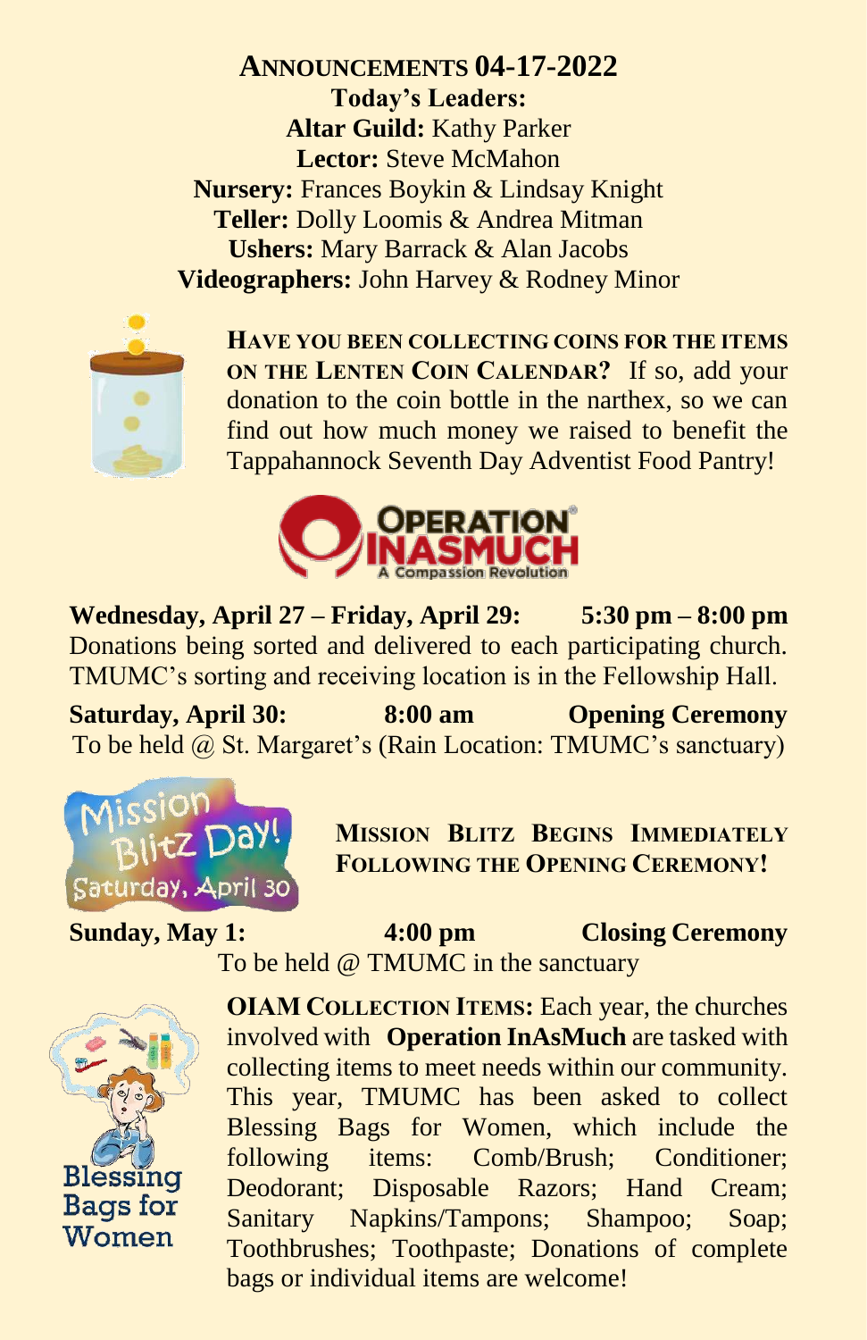## ANNOUNCEMENTS 04-17-2022

**Today's Leaders:**
**Altar Guild:** Kathy Parker
**Lector:** Steve McMahon
**Nursery:** Frances Boykin & Lindsay Knight
**Teller:** Dolly Loomis & Andrea Mitman
**Ushers:** Mary Barrack & Alan Jacobs
**Videographers:** John Harvey & Rodney Minor

**HAVE YOU BEEN COLLECTING COINS FOR THE ITEMS ON THE LENTEN COIN CALENDAR?** If so, add your donation to the coin bottle in the narthex, so we can find out how much money we raised to benefit the Tappahannock Seventh Day Adventist Food Pantry!

OPERATION INASMUCH
A Compassion Revolution

**Wednesday, April 27 – Friday, April 29: 5:30 pm – 8:00 pm**
Donations being sorted and delivered to each participating church. TMUMC's sorting and receiving location is in the Fellowship Hall.

**Saturday, April 30: 8:00 am Opening Ceremony**
To be held @ St. Margaret's (Rain Location: TMUMC's sanctuary)

Mission Blitz Day! Saturday, April 30

**MISSION BLITZ BEGINS IMMEDIATELY FOLLOWING THE OPENING CEREMONY!**

**Sunday, May 1: 4:00 pm Closing Ceremony**
To be held @ TMUMC in the sanctuary

Blessing Bags for Women

**OIAM COLLECTION ITEMS:** Each year, the churches involved with **Operation InAsMuch** are tasked with collecting items to meet needs within our community. This year, TMUMC has been asked to collect Blessing Bags for Women, which include the following items: Comb/Brush; Conditioner; Deodorant; Disposable Razors; Hand Cream; Sanitary Napkins/Tampons; Shampoo; Soap; Toothbrushes; Toothpaste; Donations of complete bags or individual items are welcome!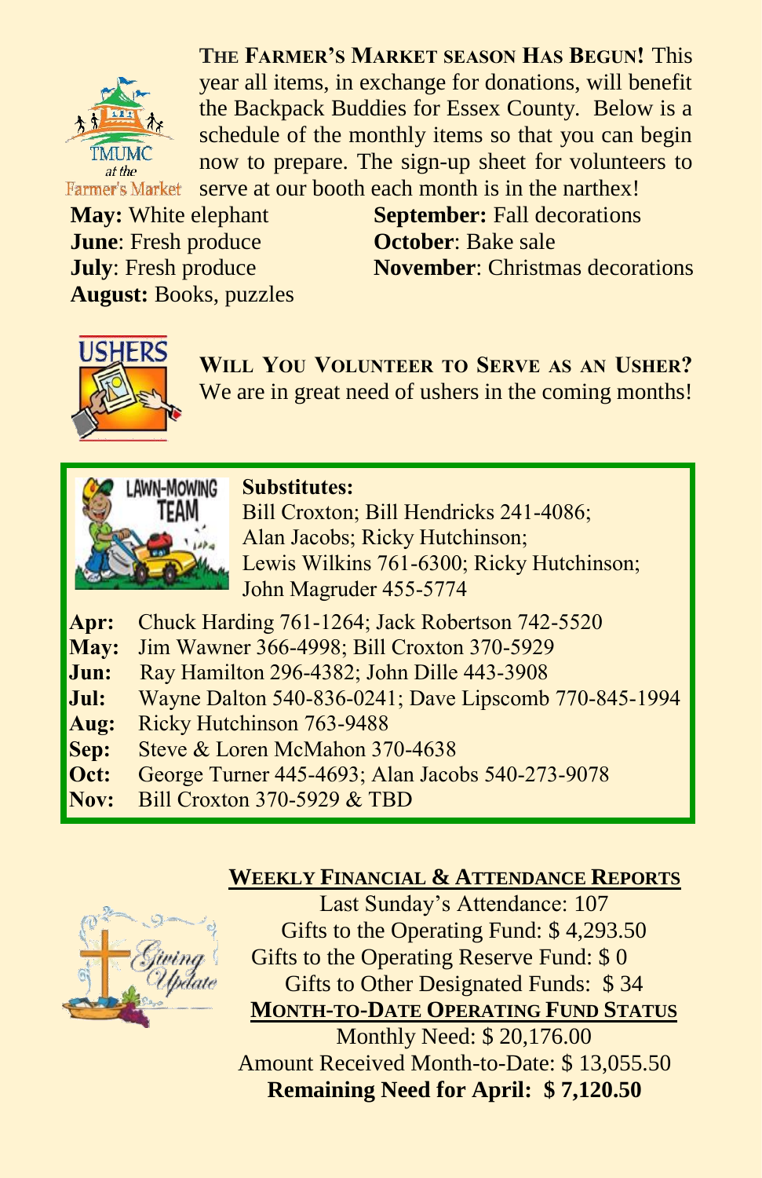**THE FARMER'S MARKET SEASON HAS BEGUN!** This year all items, in exchange for donations, will benefit the Backpack Buddies for Essex County. Below is a schedule of the monthly items so that you can begin now to prepare. The sign-up sheet for volunteers to serve at our booth each month is in the narthex!

**May:** White elephant
**June**: Fresh produce
**July**: Fresh produce
**August:** Books, puzzles
**September:** Fall decorations
**October**: Bake sale
**November**: Christmas decorations

**WILL YOU VOLUNTEER TO SERVE AS AN USHER?** We are in great need of ushers in the coming months!

**Substitutes:**
Bill Croxton; Bill Hendricks 241-4086; Alan Jacobs; Ricky Hutchinson; Lewis Wilkins 761-6300; Ricky Hutchinson; John Magruder 455-5774

| | |
|---|---|
| **Apr:** | Chuck Harding 761-1264; Jack Robertson 742-5520 |
| **May:** | Jim Wawner 366-4998; Bill Croxton 370-5929 |
| **Jun:** | Ray Hamilton 296-4382; John Dille 443-3908 |
| **Jul:** | Wayne Dalton 540-836-0241; Dave Lipscomb 770-845-1994 |
| **Aug:** | Ricky Hutchinson 763-9488 |
| **Sep:** | Steve & Loren McMahon 370-4638 |
| **Oct:** | George Turner 445-4693; Alan Jacobs 540-273-9078 |
| **Nov:** | Bill Croxton 370-5929 & TBD |

**WEEKLY FINANCIAL & ATTENDANCE REPORTS**

Last Sunday's Attendance: 107
Gifts to the Operating Fund: $ 4,293.50
Gifts to the Operating Reserve Fund: $ 0
Gifts to Other Designated Funds: $ 34

**MONTH-TO-DATE OPERATING FUND STATUS**

Monthly Need: $ 20,176.00
Amount Received Month-to-Date: $ 13,055.50
**Remaining Need for April: $ 7,120.50**